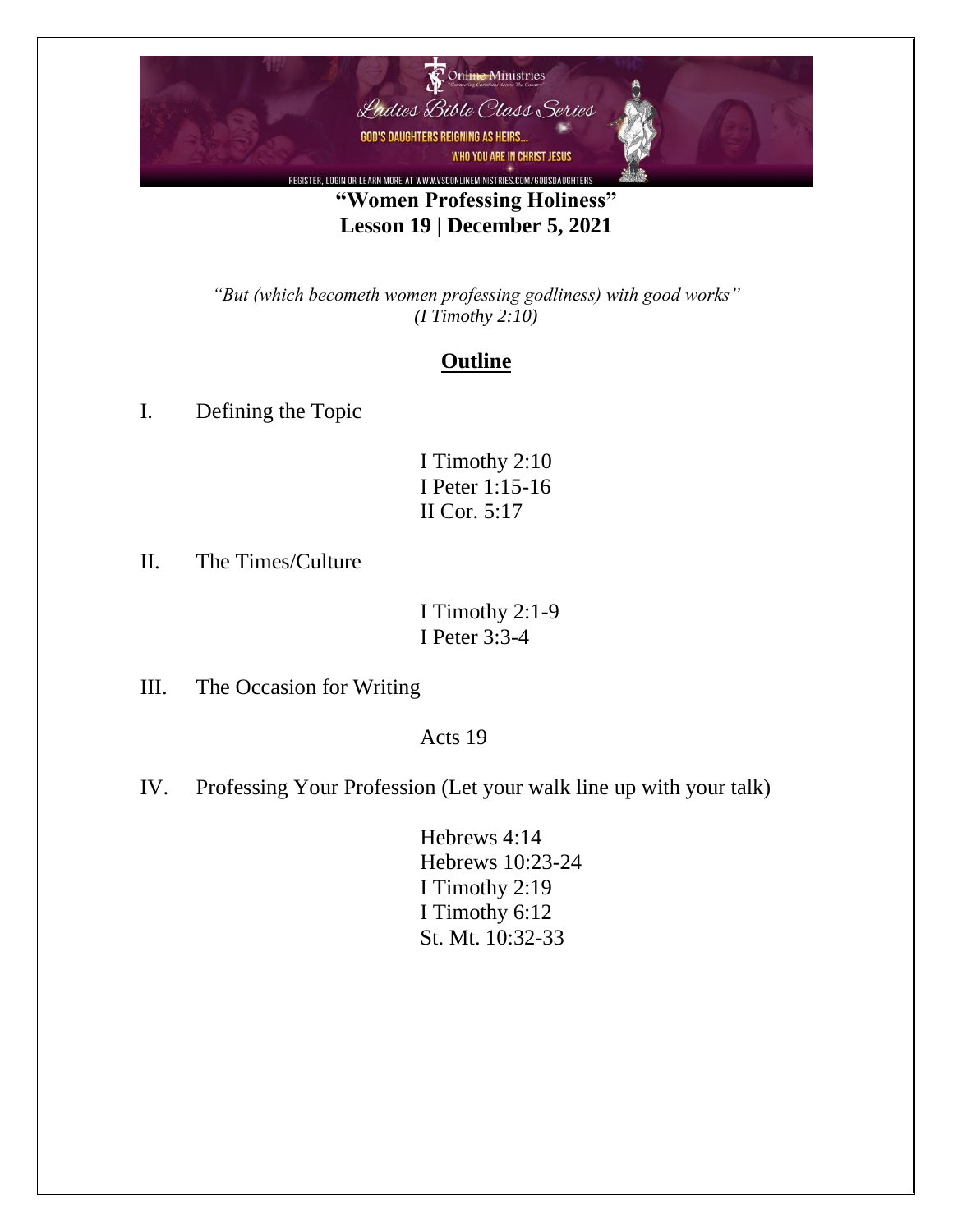Online Ministries

"Connecting Christians Across The Country"

*Ladies Bible Class Series*

GOD'S DAUGHTERS REIGNING AS HEIRS...

WHO YOU ARE IN CHRIST JESUS

REGISTER, LOGIN OR LEARN MORE AT WWW.VSCONLINEMINISTRIES.COM/GODSDAUGHTERS

# "Women Professing Holiness"

## Lesson 19 | December 5, 2021

*"But (which becometh women professing godliness) with good works"*
*(I Timothy 2:10)*

## Outline

I. Defining the Topic

I Timothy 2:10
I Peter 1:15-16
II Cor. 5:17

II. The Times/Culture

I Timothy 2:1-9
I Peter 3:3-4

III. The Occasion for Writing

Acts 19

IV. Professing Your Profession (Let your walk line up with your talk)

Hebrews 4:14
Hebrews 10:23-24
I Timothy 2:19
I Timothy 6:12
St. Mt. 10:32-33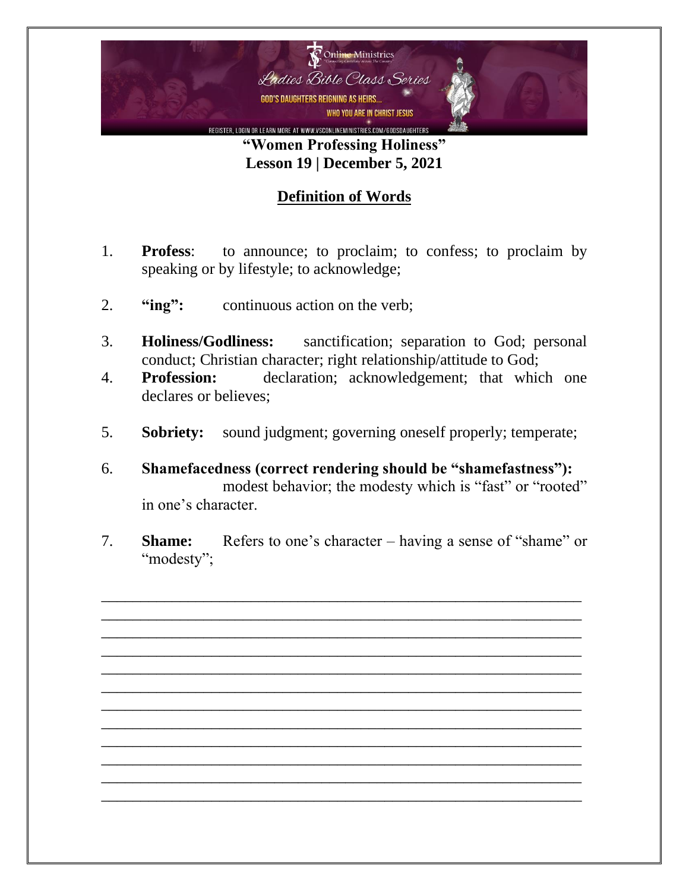**"Women Professing Holiness"**
**Lesson 19 | December 5, 2021**

## Definition of Words

1. **Profess**: to announce; to proclaim; to confess; to proclaim by speaking or by lifestyle; to acknowledge;

2. **"ing":** continuous action on the verb;

3. **Holiness/Godliness:** sanctification; separation to God; personal conduct; Christian character; right relationship/attitude to God;

4. **Profession:** declaration; acknowledgement; that which one declares or believes;

5. **Sobriety:** sound judgment; governing oneself properly; temperate;

6. **Shamefacedness (correct rendering should be "shamefastness"):** modest behavior; the modesty which is "fast" or "rooted" in one's character.

7. **Shame:** Refers to one's character – having a sense of "shame" or "modesty";

______________________________________________________________
______________________________________________________________
______________________________________________________________
______________________________________________________________
______________________________________________________________
______________________________________________________________
______________________________________________________________
______________________________________________________________
______________________________________________________________
______________________________________________________________
______________________________________________________________
______________________________________________________________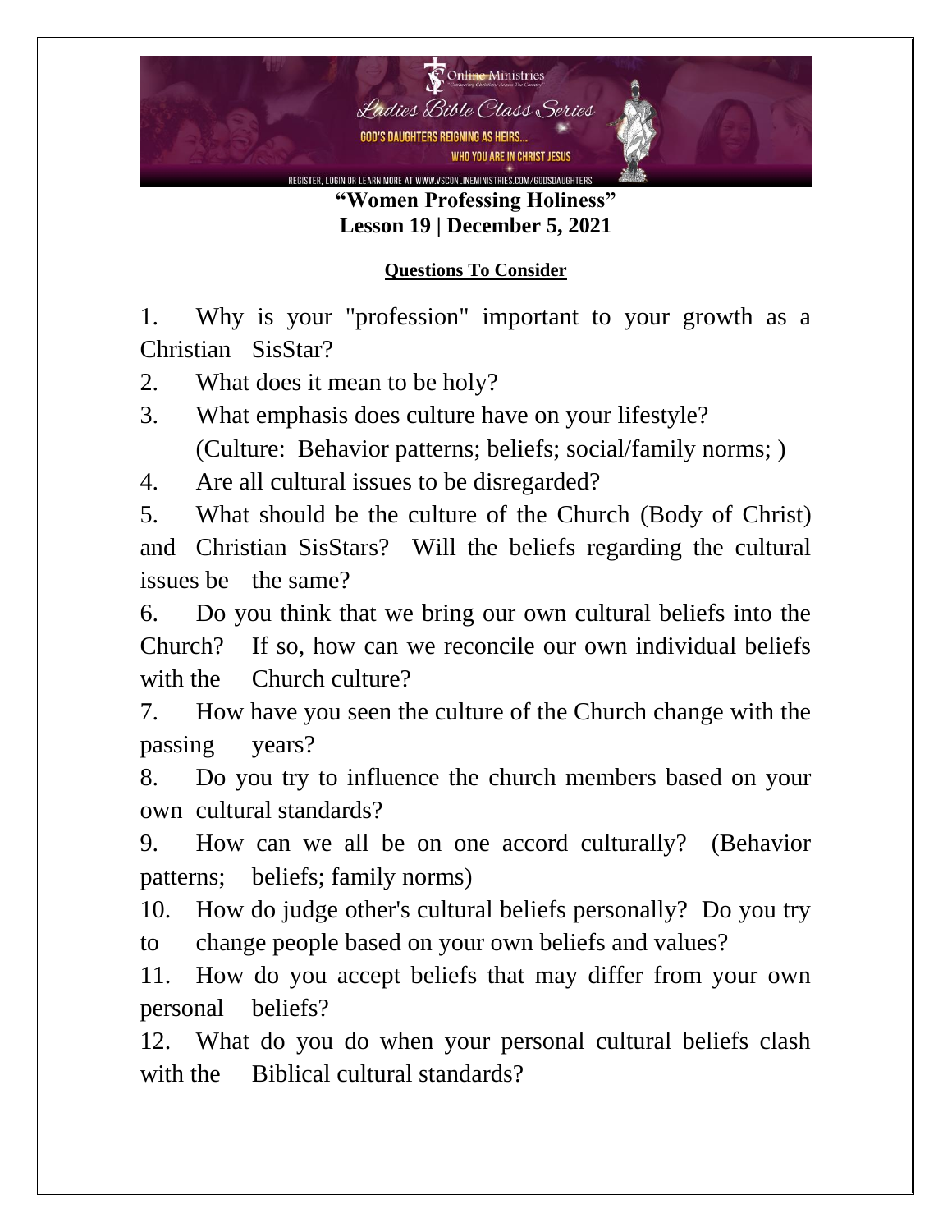Online Ministries

Ladies Bible Class Series

GOD'S DAUGHTERS REIGNING AS HEIRS...

WHO YOU ARE IN CHRIST JESUS

REGISTER, LOGIN OR LEARN MORE AT WWW.VSCONLINEMINISTRIES.COM/GODSDAUGHTERS

**"Women Professing Holiness"**
**Lesson 19 | December 5, 2021**

**Questions To Consider**

1. Why is your "profession" important to your growth as a Christian SisStar?
2. What does it mean to be holy?
3. What emphasis does culture have on your lifestyle? (Culture: Behavior patterns; beliefs; social/family norms; )
4. Are all cultural issues to be disregarded?
5. What should be the culture of the Church (Body of Christ) and Christian SisStars? Will the beliefs regarding the cultural issues be the same?
6. Do you think that we bring our own cultural beliefs into the Church? If so, how can we reconcile our own individual beliefs with the Church culture?
7. How have you seen the culture of the Church change with the passing years?
8. Do you try to influence the church members based on your own cultural standards?
9. How can we all be on one accord culturally? (Behavior patterns; beliefs; family norms)
10. How do judge other's cultural beliefs personally? Do you try to change people based on your own beliefs and values?
11. How do you accept beliefs that may differ from your own personal beliefs?
12. What do you do when your personal cultural beliefs clash with the Biblical cultural standards?